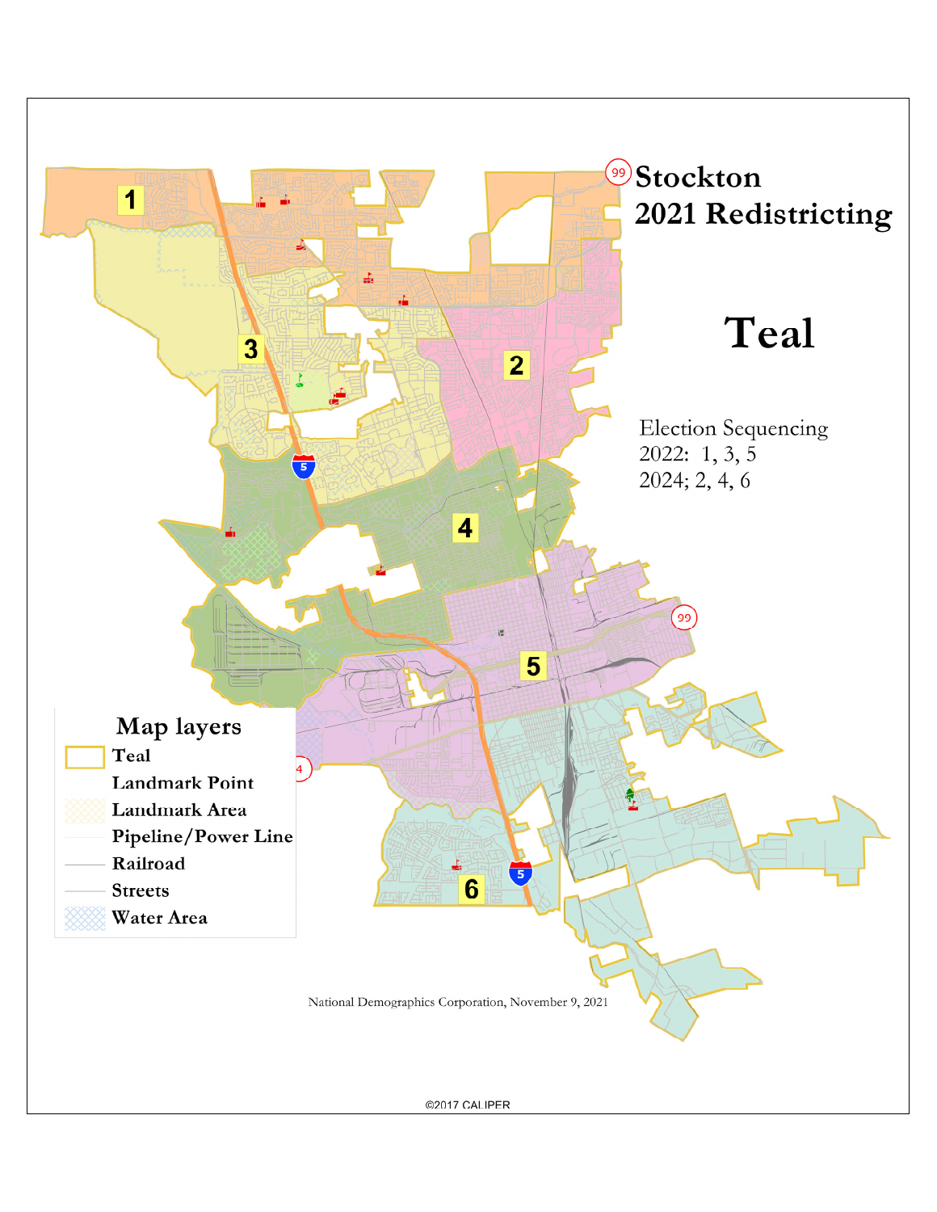# Stockton 2021 Redistricting

## Teal

Election Sequencing
2022: 1, 3, 5
2024; 2, 4, 6

**Map layers**

- Teal
- Landmark Point
- Landmark Area
- Pipeline/Power Line
- Railroad
- Streets
- Water Area

National Demographics Corporation, November 9, 2021

©2017 CALIPER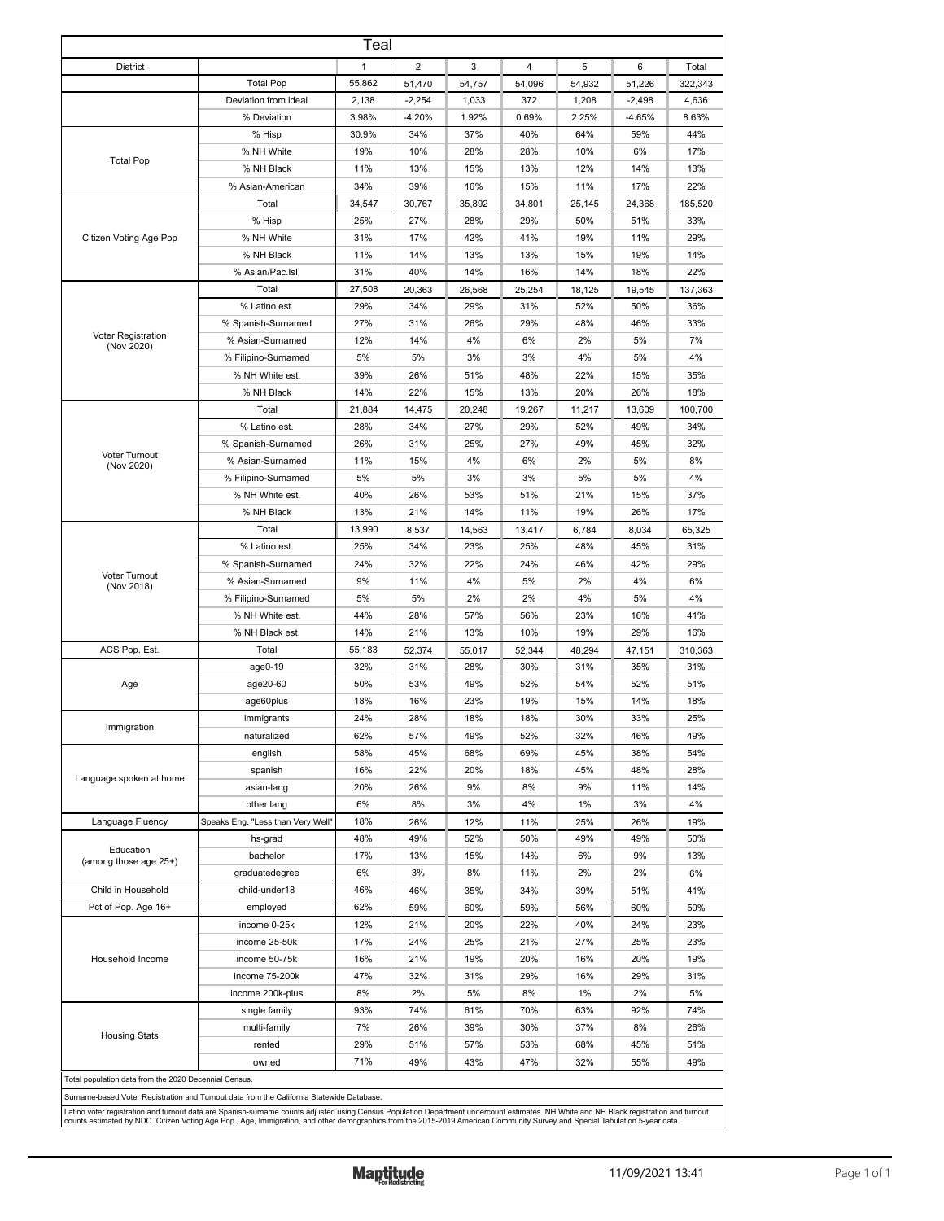## Teal

| District | | 1 | 2 | 3 | 4 | 5 | 6 | Total |
|---|---|---|---|---|---|---|---|---|
| | Total Pop | 55,862 | 51,470 | 54,757 | 54,096 | 54,932 | 51,226 | 322,343 |
| | Deviation from ideal | 2,138 | -2,254 | 1,033 | 372 | 1,208 | -2,498 | 4,636 |
| | % Deviation | 3.98% | -4.20% | 1.92% | 0.69% | 2.25% | -4.65% | 8.63% |
| Total Pop | % Hisp | 30.9% | 34% | 37% | 40% | 64% | 59% | 44% |
| | % NH White | 19% | 10% | 28% | 28% | 10% | 6% | 17% |
| | % NH Black | 11% | 13% | 15% | 13% | 12% | 14% | 13% |
| | % Asian-American | 34% | 39% | 16% | 15% | 11% | 17% | 22% |
| Citizen Voting Age Pop | Total | 34,547 | 30,767 | 35,892 | 34,801 | 25,145 | 24,368 | 185,520 |
| | % Hisp | 25% | 27% | 28% | 29% | 50% | 51% | 33% |
| | % NH White | 31% | 17% | 42% | 41% | 19% | 11% | 29% |
| | % NH Black | 11% | 14% | 13% | 13% | 15% | 19% | 14% |
| | % Asian/Pac.Isl. | 31% | 40% | 14% | 16% | 14% | 18% | 22% |
| Voter Registration (Nov 2020) | Total | 27,508 | 20,363 | 26,568 | 25,254 | 18,125 | 19,545 | 137,363 |
| | % Latino est. | 29% | 34% | 29% | 31% | 52% | 50% | 36% |
| | % Spanish-Surnamed | 27% | 31% | 26% | 29% | 48% | 46% | 33% |
| | % Asian-Surnamed | 12% | 14% | 4% | 6% | 2% | 5% | 7% |
| | % Filipino-Surnamed | 5% | 5% | 3% | 3% | 4% | 5% | 4% |
| | % NH White est. | 39% | 26% | 51% | 48% | 22% | 15% | 35% |
| | % NH Black | 14% | 22% | 15% | 13% | 20% | 26% | 18% |
| Voter Turnout (Nov 2020) | Total | 21,884 | 14,475 | 20,248 | 19,267 | 11,217 | 13,609 | 100,700 |
| | % Latino est. | 28% | 34% | 27% | 29% | 52% | 49% | 34% |
| | % Spanish-Surnamed | 26% | 31% | 25% | 27% | 49% | 45% | 32% |
| | % Asian-Surnamed | 11% | 15% | 4% | 6% | 2% | 5% | 8% |
| | % Filipino-Surnamed | 5% | 5% | 3% | 3% | 5% | 5% | 4% |
| | % NH White est. | 40% | 26% | 53% | 51% | 21% | 15% | 37% |
| | % NH Black | 13% | 21% | 14% | 11% | 19% | 26% | 17% |
| Voter Turnout (Nov 2018) | Total | 13,990 | 8,537 | 14,563 | 13,417 | 6,784 | 8,034 | 65,325 |
| | % Latino est. | 25% | 34% | 23% | 25% | 48% | 45% | 31% |
| | % Spanish-Surnamed | 24% | 32% | 22% | 24% | 46% | 42% | 29% |
| | % Asian-Surnamed | 9% | 11% | 4% | 5% | 2% | 4% | 6% |
| | % Filipino-Surnamed | 5% | 5% | 2% | 2% | 4% | 5% | 4% |
| | % NH White est. | 44% | 28% | 57% | 56% | 23% | 16% | 41% |
| | % NH Black est. | 14% | 21% | 13% | 10% | 19% | 29% | 16% |
| ACS Pop. Est. | Total | 55,183 | 52,374 | 55,017 | 52,344 | 48,294 | 47,151 | 310,363 |
| Age | age0-19 | 32% | 31% | 28% | 30% | 31% | 35% | 31% |
| | age20-60 | 50% | 53% | 49% | 52% | 54% | 52% | 51% |
| | age60plus | 18% | 16% | 23% | 19% | 15% | 14% | 18% |
| Immigration | immigrants | 24% | 28% | 18% | 18% | 30% | 33% | 25% |
| | naturalized | 62% | 57% | 49% | 52% | 32% | 46% | 49% |
| Language spoken at home | english | 58% | 45% | 68% | 69% | 45% | 38% | 54% |
| | spanish | 16% | 22% | 20% | 18% | 45% | 48% | 28% |
| | asian-lang | 20% | 26% | 9% | 8% | 9% | 11% | 14% |
| | other lang | 6% | 8% | 3% | 4% | 1% | 3% | 4% |
| Language Fluency | Speaks Eng. "Less than Very Well" | 18% | 26% | 12% | 11% | 25% | 26% | 19% |
| Education (among those age 25+) | hs-grad | 48% | 49% | 52% | 50% | 49% | 49% | 50% |
| | bachelor | 17% | 13% | 15% | 14% | 6% | 9% | 13% |
| | graduatedegree | 6% | 3% | 8% | 11% | 2% | 2% | 6% |
| Child in Household | child-under18 | 46% | 46% | 35% | 34% | 39% | 51% | 41% |
| Pct of Pop. Age 16+ | employed | 62% | 59% | 60% | 59% | 56% | 60% | 59% |
| Household Income | income 0-25k | 12% | 21% | 20% | 22% | 40% | 24% | 23% |
| | income 25-50k | 17% | 24% | 25% | 21% | 27% | 25% | 23% |
| | income 50-75k | 16% | 21% | 19% | 20% | 16% | 20% | 19% |
| | income 75-200k | 47% | 32% | 31% | 29% | 16% | 29% | 31% |
| | income 200k-plus | 8% | 2% | 5% | 8% | 1% | 2% | 5% |
| Housing Stats | single family | 93% | 74% | 61% | 70% | 63% | 92% | 74% |
| | multi-family | 7% | 26% | 39% | 30% | 37% | 8% | 26% |
| | rented | 29% | 51% | 57% | 53% | 68% | 45% | 51% |
| | owned | 71% | 49% | 43% | 47% | 32% | 55% | 49% |

Total population data from the 2020 Decennial Census.

Surname-based Voter Registration and Turnout data from the California Statewide Database.

Latino voter registration and turnout data are Spanish-surname counts adjusted using Census Population Department undercount estimates. NH White and NH Black registration and turnout counts estimated by NDC. Citizen Voting Age Pop., Age, Immigration, and other demographics from the 2015-2019 American Community Survey and Special Tabulation 5-year data.

Maptitude For Redistricting

11/09/2021 13:41